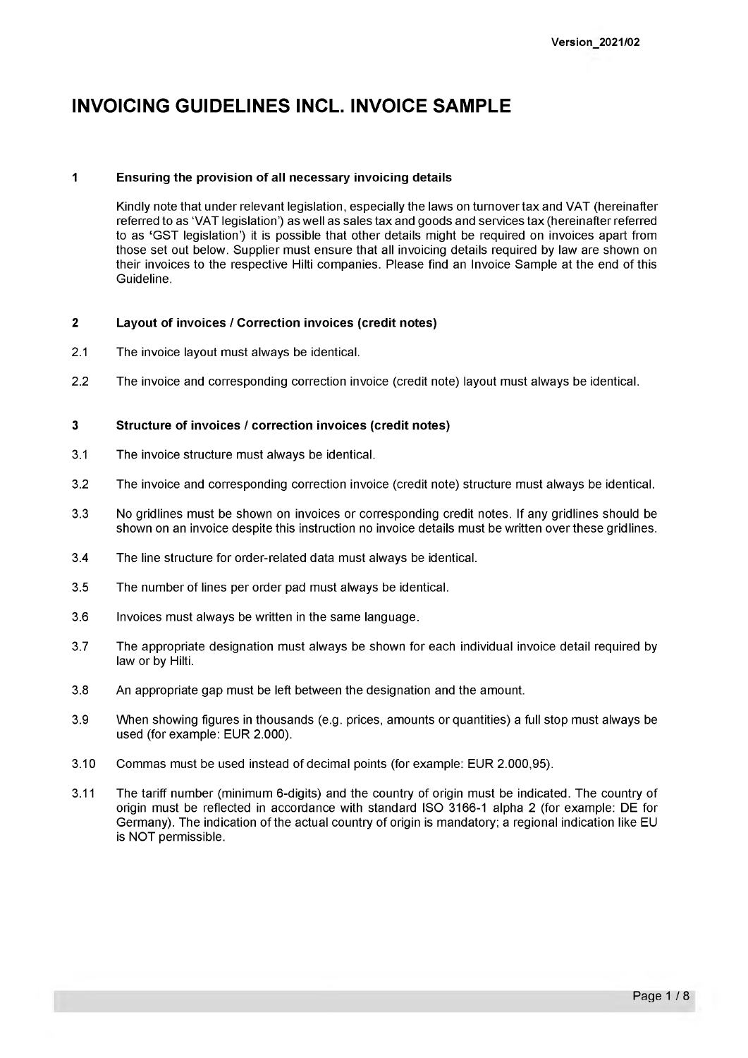Version_2021/02

# INVOICING GUIDELINES INCL. INVOICE SAMPLE

## 1 Ensuring the provision of all necessary invoicing details

Kindly note that under relevant legislation, especially the laws on turnover tax and VAT (hereinafter referred to as 'VAT legislation') as well as sales tax and goods and services tax (hereinafter referred to as 'GST legislation') it is possible that other details might be required on invoices apart from those set out below. Supplier must ensure that all invoicing details required by law are shown on their invoices to the respective Hilti companies. Please find an Invoice Sample at the end of this Guideline.

## 2 Layout of invoices / Correction invoices (credit notes)

2.1 The invoice layout must always be identical.

2.2 The invoice and corresponding correction invoice (credit note) layout must always be identical.

## 3 Structure of invoices / correction invoices (credit notes)

3.1 The invoice structure must always be identical.

3.2 The invoice and corresponding correction invoice (credit note) structure must always be identical.

3.3 No gridlines must be shown on invoices or corresponding credit notes. If any gridlines should be shown on an invoice despite this instruction no invoice details must be written over these gridlines.

3.4 The line structure for order-related data must always be identical.

3.5 The number of lines per order pad must always be identical.

3.6 Invoices must always be written in the same language.

3.7 The appropriate designation must always be shown for each individual invoice detail required by law or by Hilti.

3.8 An appropriate gap must be left between the designation and the amount.

3.9 When showing figures in thousands (e.g. prices, amounts or quantities) a full stop must always be used (for example: EUR 2.000).

3.10 Commas must be used instead of decimal points (for example: EUR 2.000,95).

3.11 The tariff number (minimum 6-digits) and the country of origin must be indicated. The country of origin must be reflected in accordance with standard ISO 3166-1 alpha 2 (for example: DE for Germany). The indication of the actual country of origin is mandatory; a regional indication like EU is NOT permissible.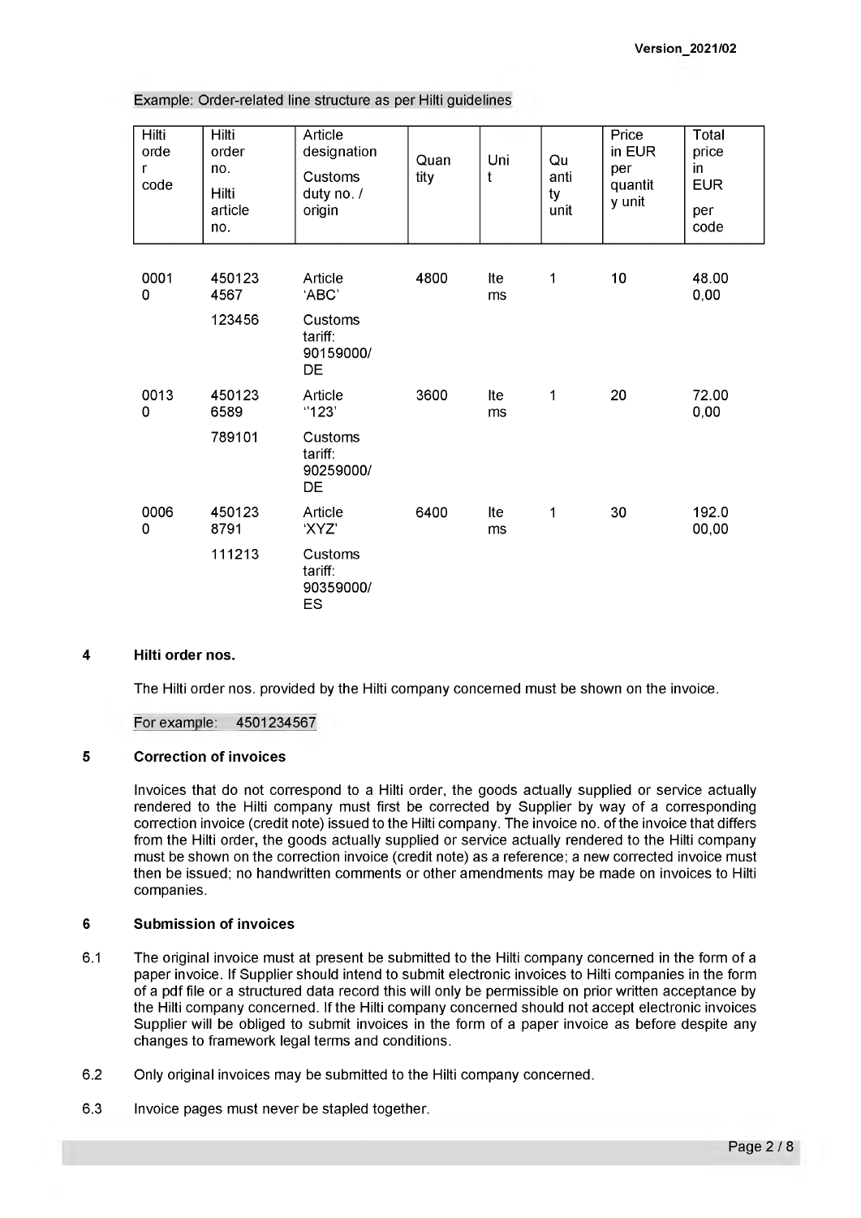Example: Order-related line structure as per Hilti guidelines

| Hilti order code | Hilti order no. Hilti article no. | Article designation Customs duty no. / origin | Quantity | Unit | Quantity unit | Price in EUR per quantity unit | Total price in EUR per code |
|---|---|---|---|---|---|---|---|
| 00010 | 4501234567 | Article 'ABC' | 4800 | Items | 1 | 10 | 48.000,00 |
| | 123456 | Customs tariff: 90159000/ DE | | | | | |
| 00130 | 4501236589 | Article ''123' | 3600 | Items | 1 | 20 | 72.000,00 |
| | 789101 | Customs tariff: 90259000/ DE | | | | | |
| 00060 | 4501238791 | Article 'XYZ' | 6400 | Items | 1 | 30 | 192.000,00 |
| | 111213 | Customs tariff: 90359000/ ES | | | | | |

## 4 Hilti order nos.

The Hilti order nos. provided by the Hilti company concerned must be shown on the invoice.

For example: 4501234567

## 5 Correction of invoices

Invoices that do not correspond to a Hilti order, the goods actually supplied or service actually rendered to the Hilti company must first be corrected by Supplier by way of a corresponding correction invoice (credit note) issued to the Hilti company. The invoice no. of the invoice that differs from the Hilti order, the goods actually supplied or service actually rendered to the Hilti company must be shown on the correction invoice (credit note) as a reference; a new corrected invoice must then be issued; no handwritten comments or other amendments may be made on invoices to Hilti companies.

## 6 Submission of invoices

6.1 The original invoice must at present be submitted to the Hilti company concerned in the form of a paper invoice. If Supplier should intend to submit electronic invoices to Hilti companies in the form of a pdf file or a structured data record this will only be permissible on prior written acceptance by the Hilti company concerned. If the Hilti company concerned should not accept electronic invoices Supplier will be obliged to submit invoices in the form of a paper invoice as before despite any changes to framework legal terms and conditions.

6.2 Only original invoices may be submitted to the Hilti company concerned.

6.3 Invoice pages must never be stapled together.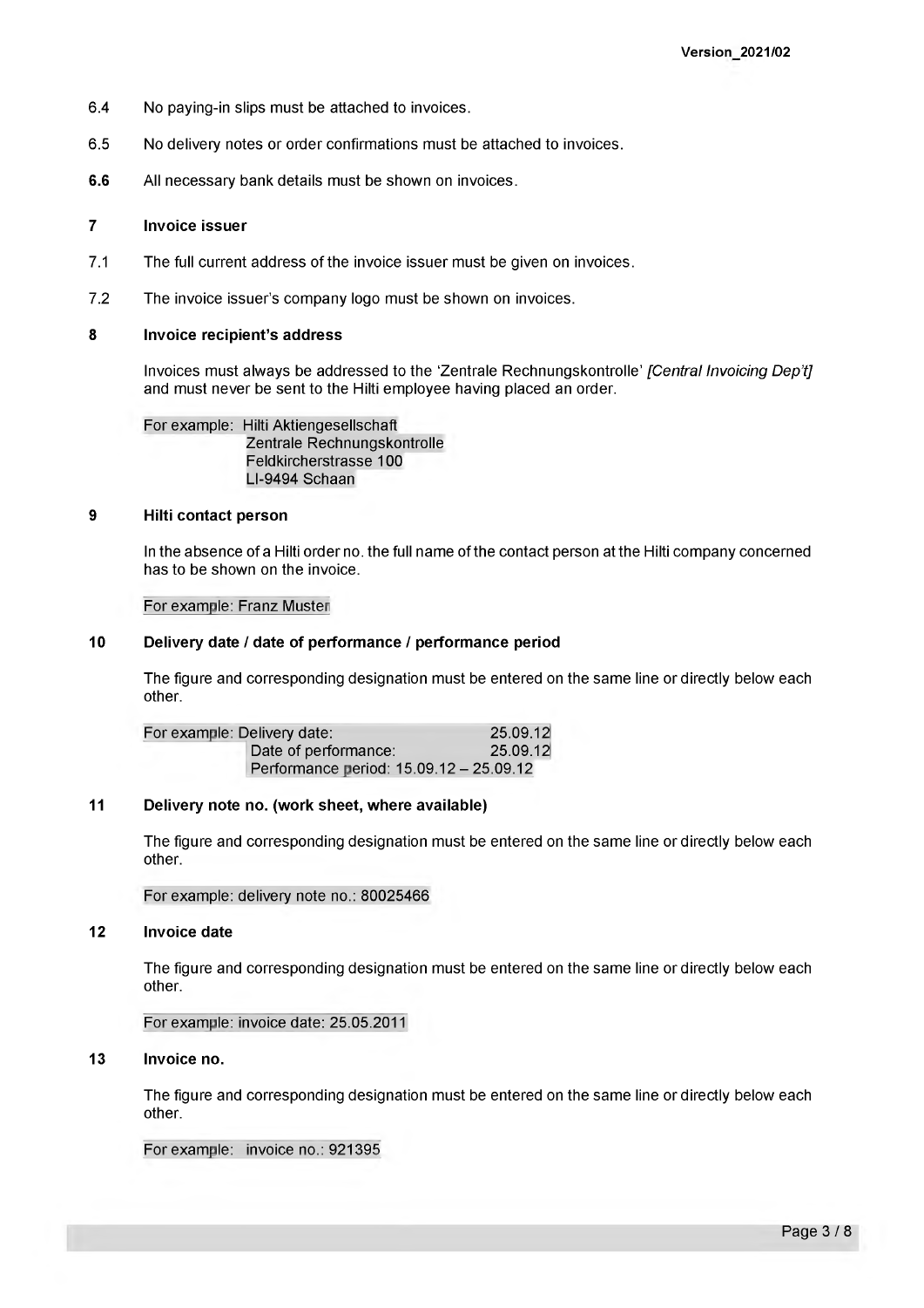6.4 No paying-in slips must be attached to invoices.

6.5 No delivery notes or order confirmations must be attached to invoices.

**6.6** All necessary bank details must be shown on invoices.

## 7 Invoice issuer

7.1 The full current address of the invoice issuer must be given on invoices.

7.2 The invoice issuer's company logo must be shown on invoices.

## 8 Invoice recipient's address

Invoices must always be addressed to the 'Zentrale Rechnungskontrolle' *[Central Invoicing Dep't]* and must never be sent to the Hilti employee having placed an order.

For example: Hilti Aktiengesellschaft
Zentrale Rechnungskontrolle
Feldkircherstrasse 100
LI-9494 Schaan

## 9 Hilti contact person

In the absence of a Hilti order no. the full name of the contact person at the Hilti company concerned has to be shown on the invoice.

For example: Franz Muster

## 10 Delivery date / date of performance / performance period

The figure and corresponding designation must be entered on the same line or directly below each other.

For example: Delivery date: 25.09.12
Date of performance: 25.09.12
Performance period: 15.09.12 – 25.09.12

## 11 Delivery note no. (work sheet, where available)

The figure and corresponding designation must be entered on the same line or directly below each other.

For example: delivery note no.: 80025466

## 12 Invoice date

The figure and corresponding designation must be entered on the same line or directly below each other.

For example: invoice date: 25.05.2011

## 13 Invoice no.

The figure and corresponding designation must be entered on the same line or directly below each other.

For example: invoice no.: 921395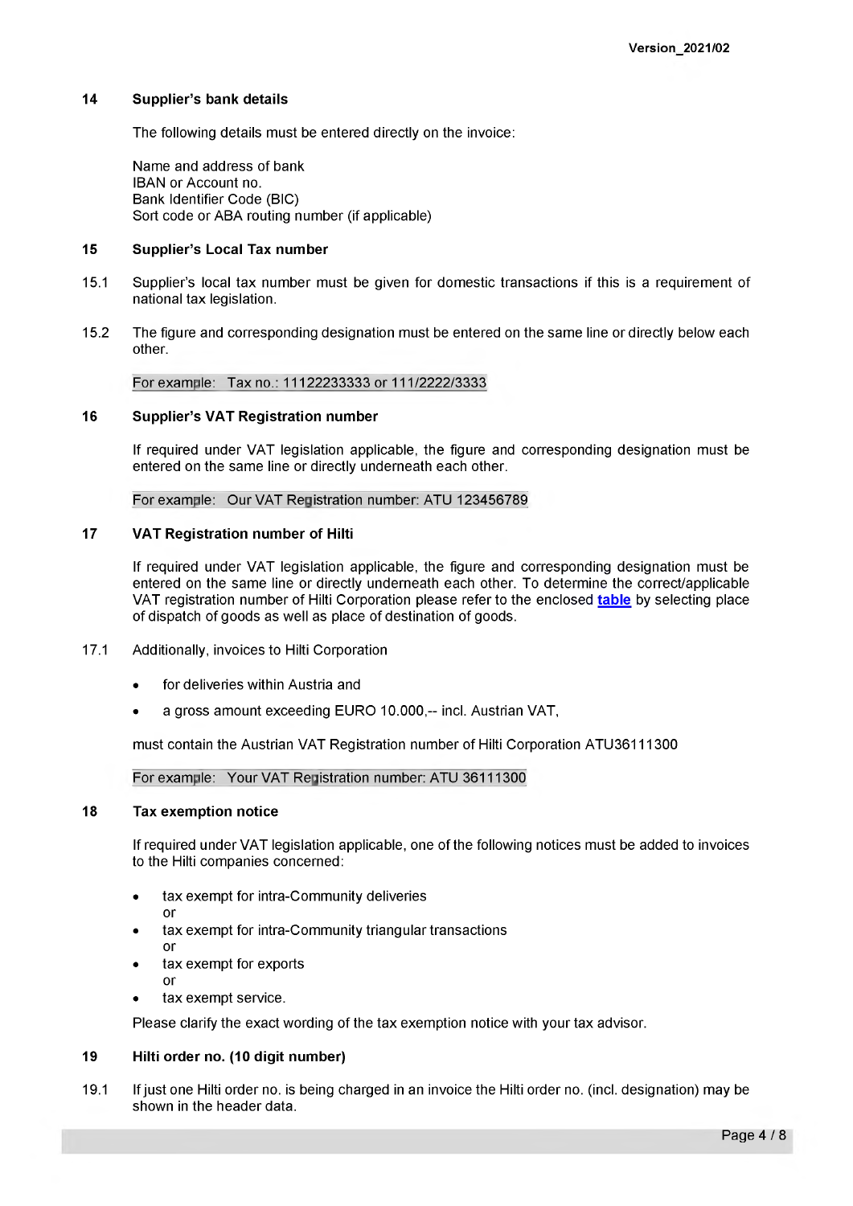## 14 Supplier's bank details

The following details must be entered directly on the invoice:

Name and address of bank
IBAN or Account no.
Bank Identifier Code (BIC)
Sort code or ABA routing number (if applicable)

## 15 Supplier's Local Tax number

15.1 Supplier's local tax number must be given for domestic transactions if this is a requirement of national tax legislation.

15.2 The figure and corresponding designation must be entered on the same line or directly below each other.

For example: Tax no.: 11122233333 or 111/2222/3333

## 16 Supplier's VAT Registration number

If required under VAT legislation applicable, the figure and corresponding designation must be entered on the same line or directly underneath each other.

For example: Our VAT Registration number: ATU 123456789

## 17 VAT Registration number of Hilti

If required under VAT legislation applicable, the figure and corresponding designation must be entered on the same line or directly underneath each other. To determine the correct/applicable VAT registration number of Hilti Corporation please refer to the enclosed **table** by selecting place of dispatch of goods as well as place of destination of goods.

17.1 Additionally, invoices to Hilti Corporation

- for deliveries within Austria and
- a gross amount exceeding EURO 10.000,-- incl. Austrian VAT,

must contain the Austrian VAT Registration number of Hilti Corporation ATU36111300

For example: Your VAT Registration number: ATU 36111300

## 18 Tax exemption notice

If required under VAT legislation applicable, one of the following notices must be added to invoices to the Hilti companies concerned:

- tax exempt for intra-Community deliveries
  or
- tax exempt for intra-Community triangular transactions
  or
- tax exempt for exports
  or
- tax exempt service.

Please clarify the exact wording of the tax exemption notice with your tax advisor.

## 19 Hilti order no. (10 digit number)

19.1 If just one Hilti order no. is being charged in an invoice the Hilti order no. (incl. designation) may be shown in the header data.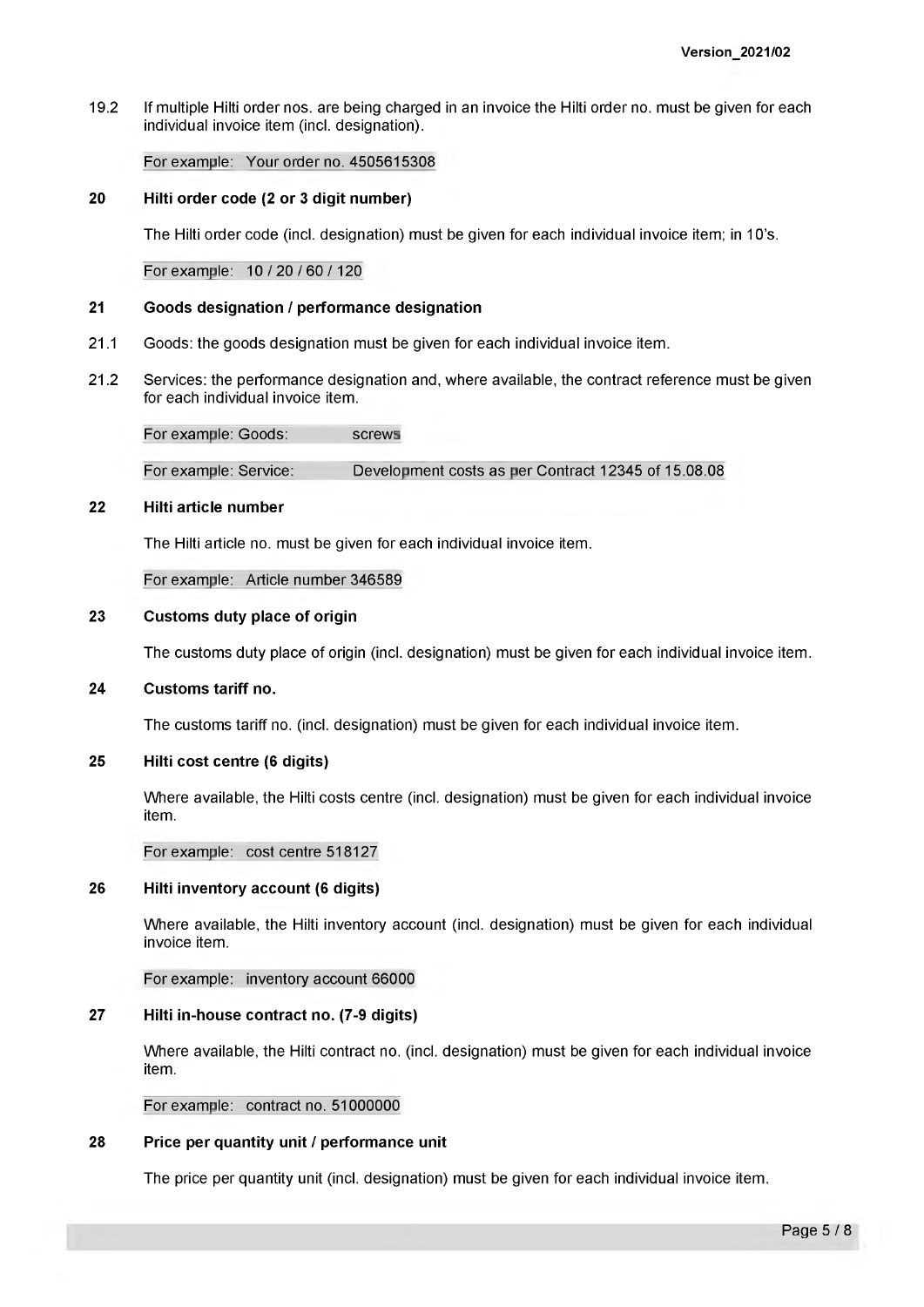19.2 If multiple Hilti order nos. are being charged in an invoice the Hilti order no. must be given for each individual invoice item (incl. designation).

For example: Your order no. 4505615308

## 20 Hilti order code (2 or 3 digit number)

The Hilti order code (incl. designation) must be given for each individual invoice item; in 10's.

For example: 10 / 20 / 60 / 120

## 21 Goods designation / performance designation

21.1 Goods: the goods designation must be given for each individual invoice item.

21.2 Services: the performance designation and, where available, the contract reference must be given for each individual invoice item.

For example: Goods: screws

For example: Service: Development costs as per Contract 12345 of 15.08.08

## 22 Hilti article number

The Hilti article no. must be given for each individual invoice item.

For example: Article number 346589

## 23 Customs duty place of origin

The customs duty place of origin (incl. designation) must be given for each individual invoice item.

## 24 Customs tariff no.

The customs tariff no. (incl. designation) must be given for each individual invoice item.

## 25 Hilti cost centre (6 digits)

Where available, the Hilti costs centre (incl. designation) must be given for each individual invoice item.

For example: cost centre 518127

## 26 Hilti inventory account (6 digits)

Where available, the Hilti inventory account (incl. designation) must be given for each individual invoice item.

For example: inventory account 66000

## 27 Hilti in-house contract no. (7-9 digits)

Where available, the Hilti contract no. (incl. designation) must be given for each individual invoice item.

For example: contract no. 51000000

## 28 Price per quantity unit / performance unit

The price per quantity unit (incl. designation) must be given for each individual invoice item.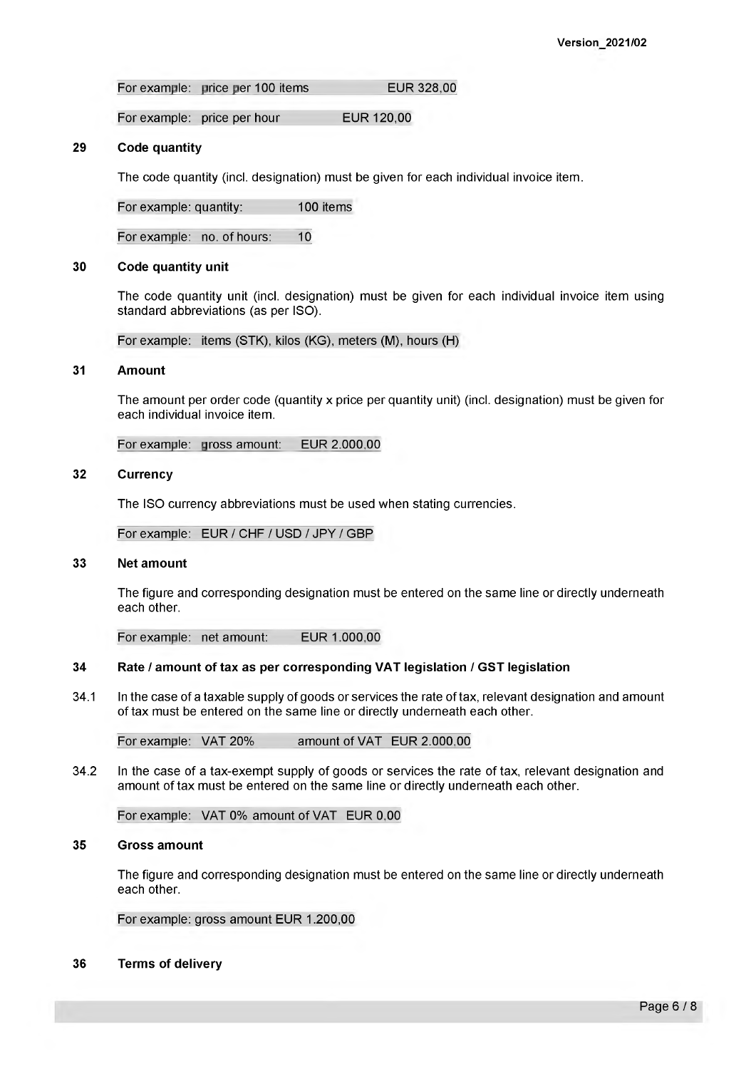For example: price per 100 items EUR 328,00

For example: price per hour EUR 120,00

### 29 Code quantity

The code quantity (incl. designation) must be given for each individual invoice item.

For example: quantity: 100 items

For example: no. of hours: 10

### 30 Code quantity unit

The code quantity unit (incl. designation) must be given for each individual invoice item using standard abbreviations (as per ISO).

For example: items (STK), kilos (KG), meters (M), hours (H)

### 31 Amount

The amount per order code (quantity x price per quantity unit) (incl. designation) must be given for each individual invoice item.

For example: gross amount: EUR 2.000,00

### 32 Currency

The ISO currency abbreviations must be used when stating currencies.

For example: EUR / CHF / USD / JPY / GBP

### 33 Net amount

The figure and corresponding designation must be entered on the same line or directly underneath each other.

For example: net amount: EUR 1.000,00

### 34 Rate / amount of tax as per corresponding VAT legislation / GST legislation

34.1 In the case of a taxable supply of goods or services the rate of tax, relevant designation and amount of tax must be entered on the same line or directly underneath each other.

For example: VAT 20% amount of VAT EUR 2.000,00

34.2 In the case of a tax-exempt supply of goods or services the rate of tax, relevant designation and amount of tax must be entered on the same line or directly underneath each other.

For example: VAT 0% amount of VAT EUR 0,00

### 35 Gross amount

The figure and corresponding designation must be entered on the same line or directly underneath each other.

For example: gross amount EUR 1.200,00

### 36 Terms of delivery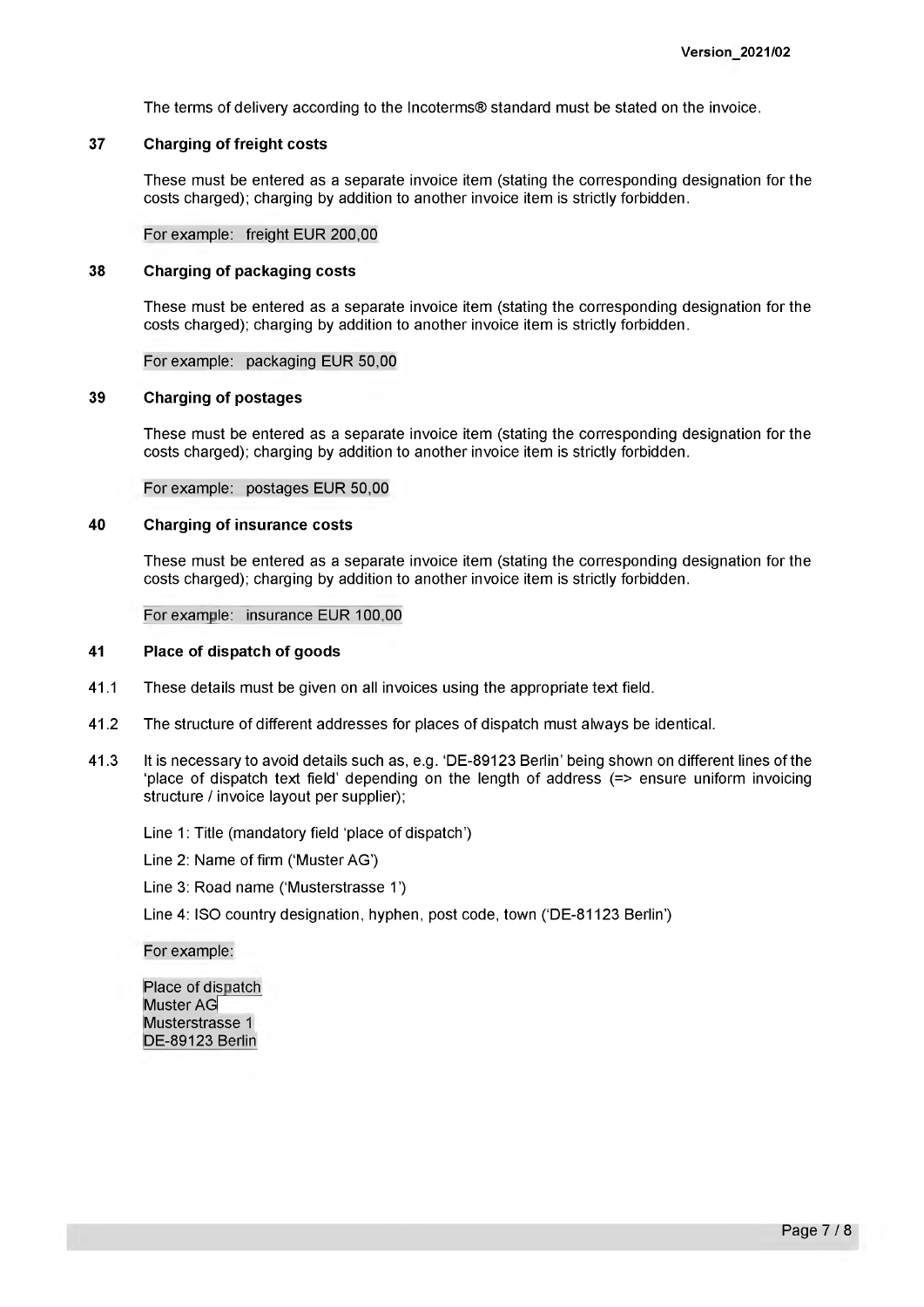The terms of delivery according to the Incoterms® standard must be stated on the invoice.

## 37 Charging of freight costs

These must be entered as a separate invoice item (stating the corresponding designation for the costs charged); charging by addition to another invoice item is strictly forbidden.

For example: freight EUR 200,00

## 38 Charging of packaging costs

These must be entered as a separate invoice item (stating the corresponding designation for the costs charged); charging by addition to another invoice item is strictly forbidden.

For example: packaging EUR 50,00

## 39 Charging of postages

These must be entered as a separate invoice item (stating the corresponding designation for the costs charged); charging by addition to another invoice item is strictly forbidden.

For example: postages EUR 50,00

## 40 Charging of insurance costs

These must be entered as a separate invoice item (stating the corresponding designation for the costs charged); charging by addition to another invoice item is strictly forbidden.

For example: insurance EUR 100,00

## 41 Place of dispatch of goods

41.1 These details must be given on all invoices using the appropriate text field.

41.2 The structure of different addresses for places of dispatch must always be identical.

41.3 It is necessary to avoid details such as, e.g. 'DE-89123 Berlin' being shown on different lines of the 'place of dispatch text field' depending on the length of address (=> ensure uniform invoicing structure / invoice layout per supplier);

Line 1: Title (mandatory field 'place of dispatch')

Line 2: Name of firm ('Muster AG')

Line 3: Road name ('Musterstrasse 1')

Line 4: ISO country designation, hyphen, post code, town ('DE-81123 Berlin')

For example:

Place of dispatch
Muster AG
Musterstrasse 1
DE-89123 Berlin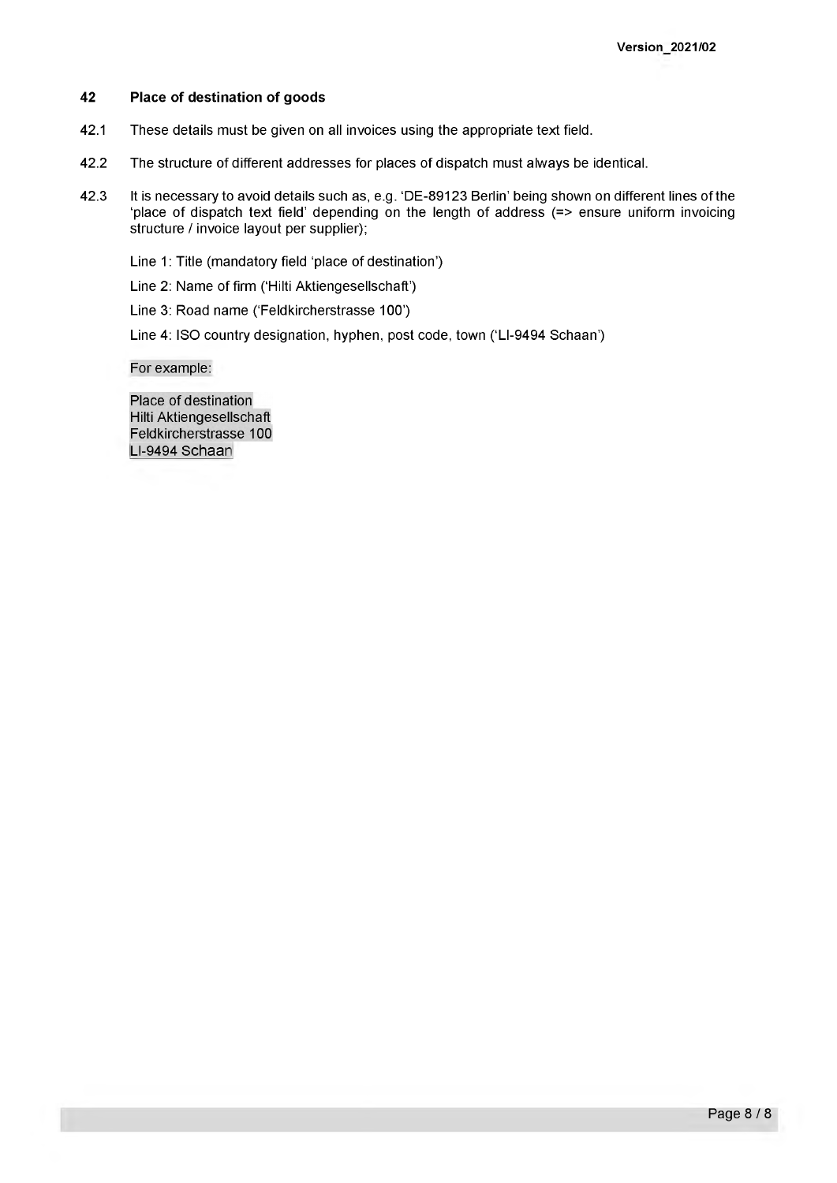## 42 Place of destination of goods

42.1 These details must be given on all invoices using the appropriate text field.

42.2 The structure of different addresses for places of dispatch must always be identical.

42.3 It is necessary to avoid details such as, e.g. 'DE-89123 Berlin' being shown on different lines of the 'place of dispatch text field' depending on the length of address (=> ensure uniform invoicing structure / invoice layout per supplier);

Line 1: Title (mandatory field 'place of destination')

Line 2: Name of firm ('Hilti Aktiengesellschaft')

Line 3: Road name ('Feldkircherstrasse 100')

Line 4: ISO country designation, hyphen, post code, town ('LI-9494 Schaan')

For example:

Place of destination
Hilti Aktiengesellschaft
Feldkircherstrasse 100
LI-9494 Schaan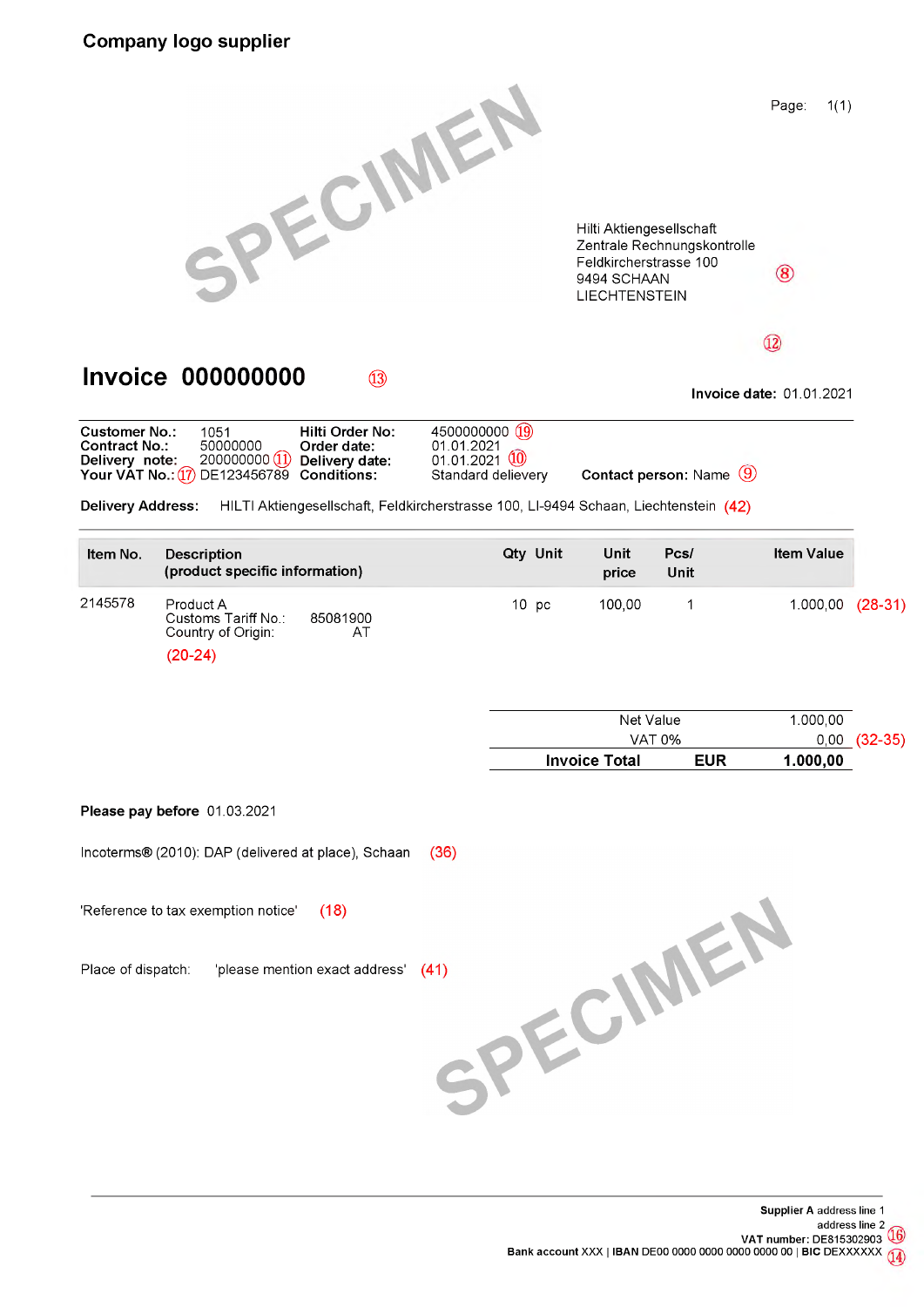**Company logo supplier**

SPECIMEN

Page: 1(1)

Hilti Aktiengesellschaft
Zentrale Rechnungskontrolle
Feldkircherstrasse 100
9494 SCHAAN
LIECHTENSTEIN ⑧

⑫

# Invoice 000000000 ⑬

**Invoice date:** 01.01.2021

| | | | | |
|---|---|---|---|---|
| **Customer No.:** | 1051 | **Hilti Order No:** | 4500000000 ⑲ | |
| **Contract No.:** | 50000000 | **Order date:** | 01.01.2021 | |
| **Delivery note:** | 200000000 ⑪ | **Delivery date:** | 01.01.2021 ⑩ | |
| **Your VAT No.:** ⑰ | DE123456789 | **Conditions:** | Standard delievery | **Contact person:** Name ⑨ |

**Delivery Address:** HILTI Aktiengesellschaft, Feldkircherstrasse 100, LI-9494 Schaan, Liechtenstein (42)

| Item No. | Description (product specific information) | Qty | Unit | Unit price | Pcs/ Unit | Item Value | |
|---|---|---|---|---|---|---|---|
| 2145578 | Product A<br>Customs Tariff No.: 85081900<br>Country of Origin: AT<br>(20-24) | 10 | pc | 100,00 | 1 | 1.000,00 | (28-31) |

| | | | |
|---|---|---|---|
| Net Value | | 1.000,00 | |
| VAT 0% | | 0,00 | (32-35) |
| **Invoice Total** | **EUR** | **1.000,00** | |

**Please pay before** 01.03.2021

Incoterms® (2010): DAP (delivered at place), Schaan (36)

'Reference to tax exemption notice' (18)

Place of dispatch: 'please mention exact address' (41)

SPECIMEN

**Supplier A** address line 1
address line 2
**VAT number:** DE815302903 ⑯
**Bank account** XXX | **IBAN** DE00 0000 0000 0000 0000 00 | **BIC** DEXXXXXXX ⑭